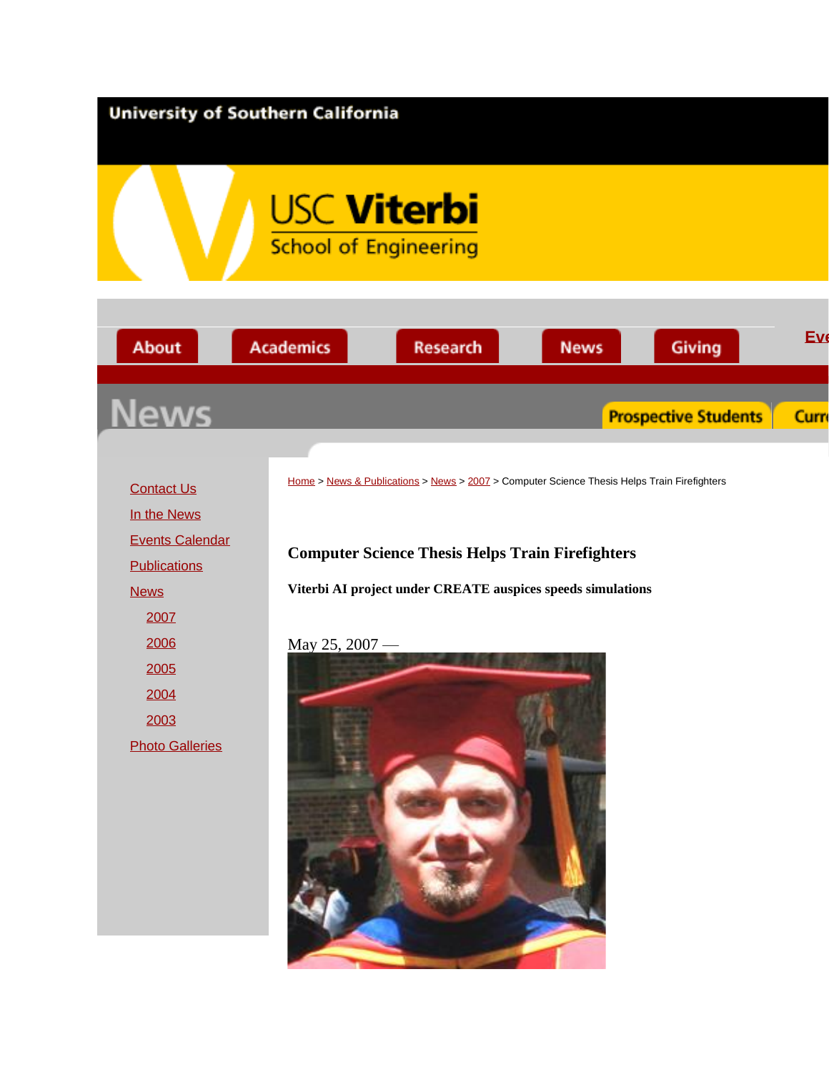University of Southern California

USC Viterbi School of Engineering

About | Academics | Research | News | Giving | Eve

News

Prospective Students | Curr

- Contact Us
- In the News
- Events Calendar
- Publications
- News
  - 2007
  - 2006
  - 2005
  - 2004
  - 2003
- Photo Galleries

Home > News & Publications > News > 2007 > Computer Science Thesis Helps Train Firefighters

## Computer Science Thesis Helps Train Firefighters

**Viterbi AI project under CREATE auspices speeds simulations**

May 25, 2007 —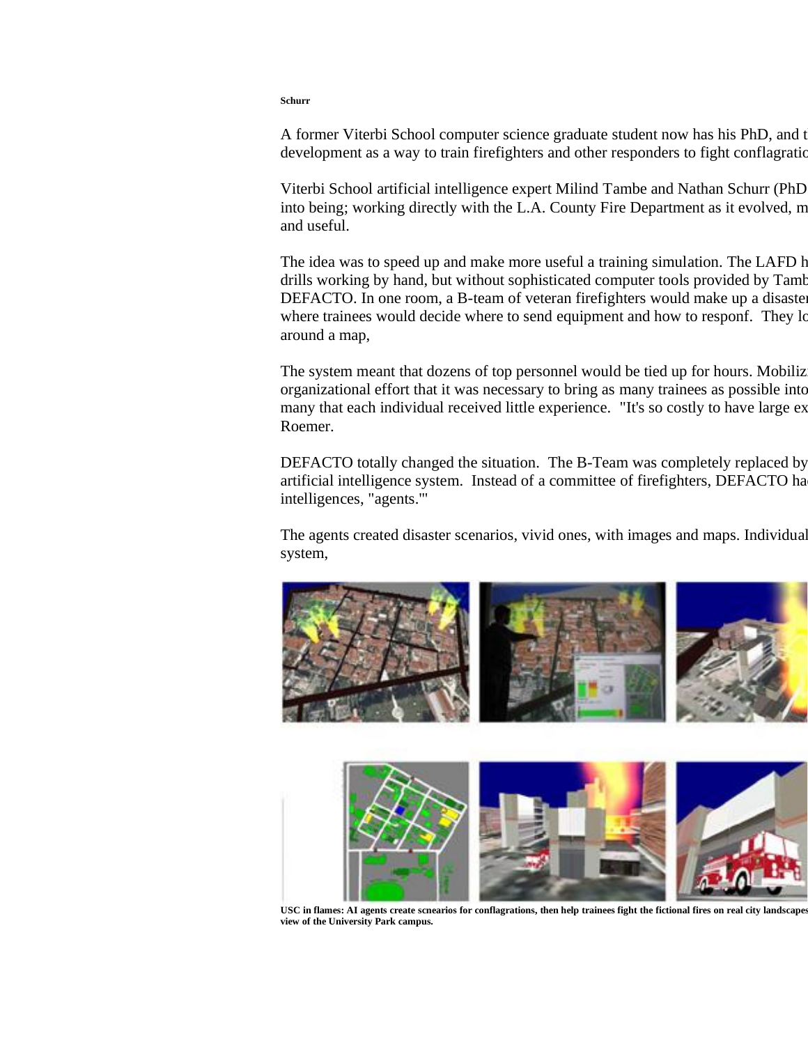**Schurr**

A former Viterbi School computer science graduate student now has his PhD, and t development as a way to train firefighters and other responders to fight conflagratio

Viterbi School artificial intelligence expert Milind Tambe and Nathan Schurr (PhD into being; working directly with the L.A. County Fire Department as it evolved, m and useful.

The idea was to speed up and make more useful a training simulation. The LAFD h drills working by hand, but without sophisticated computer tools provided by Tamb DEFACTO. In one room, a B-team of veteran firefighters would make up a disaster where trainees would decide where to send equipment and how to responf. They lo around a map,

The system meant that dozens of top personnel would be tied up for hours. Mobiliz organizational effort that it was necessary to bring as many trainees as possible into many that each individual received little experience. "It's so costly to have large ex Roemer.

DEFACTO totally changed the situation. The B-Team was completely replaced by artificial intelligence system. Instead of a committee of firefighters, DEFACTO ha intelligences, "agents."'

The agents created disaster scenarios, vivid ones, with images and maps. Individual system,

**USC in flames: AI agents create scnearios for conflagrations, then help trainees fight the fictional fires on real city landscapes view of the University Park campus.**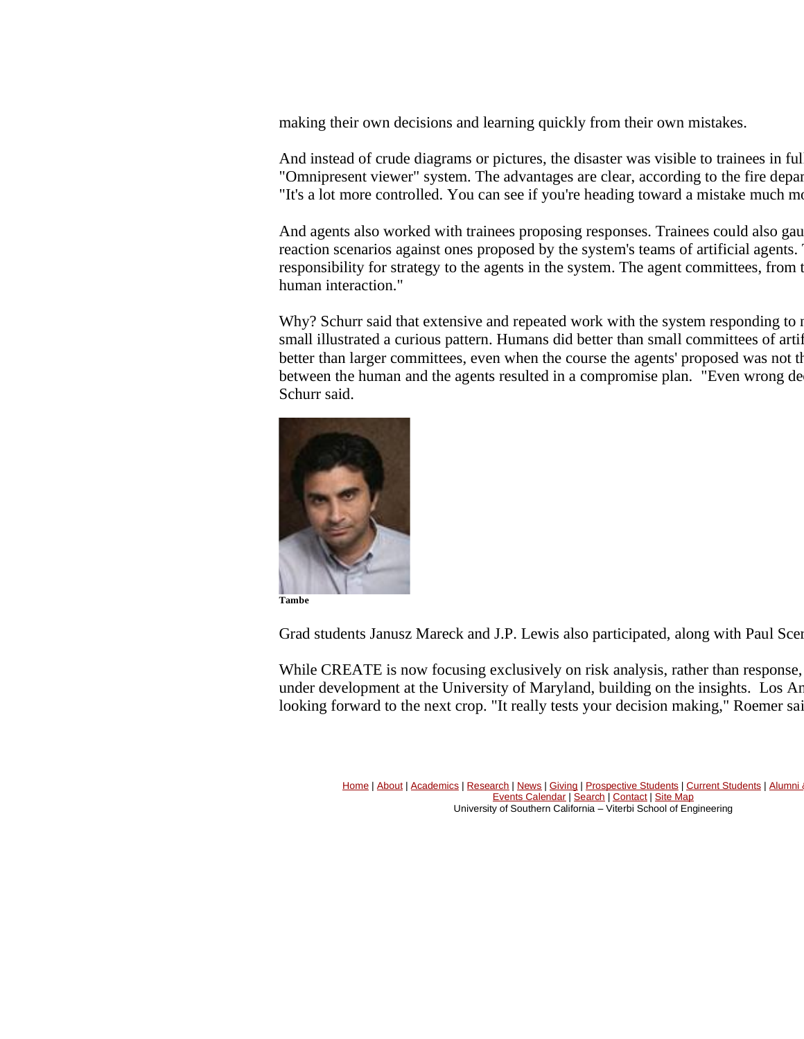making their own decisions and learning quickly from their own mistakes.

And instead of crude diagrams or pictures, the disaster was visible to trainees in ful "Omnipresent viewer" system. The advantages are clear, according to the fire depar "It's a lot more controlled. You can see if you're heading toward a mistake much mo

And agents also worked with trainees proposing responses. Trainees could also gau reaction scenarios against ones proposed by the system's teams of artificial agents. responsibility for strategy to the agents in the system. The agent committees, from t human interaction."

Why? Schurr said that extensive and repeated work with the system responding to r small illustrated a curious pattern. Humans did better than small committees of artif better than larger committees, even when the course the agents' proposed was not th between the human and the agents resulted in a compromise plan. "Even wrong de Schurr said.

**Tambe**

Grad students Janusz Mareck and J.P. Lewis also participated, along with Paul Scer

While CREATE is now focusing exclusively on risk analysis, rather than response, under development at the University of Maryland, building on the insights. Los An looking forward to the next crop. "It really tests your decision making," Roemer sai

Home | About | Academics | Research | News | Giving | Prospective Students | Current Students | Alumni
Events Calendar | Search | Contact | Site Map
University of Southern California – Viterbi School of Engineering